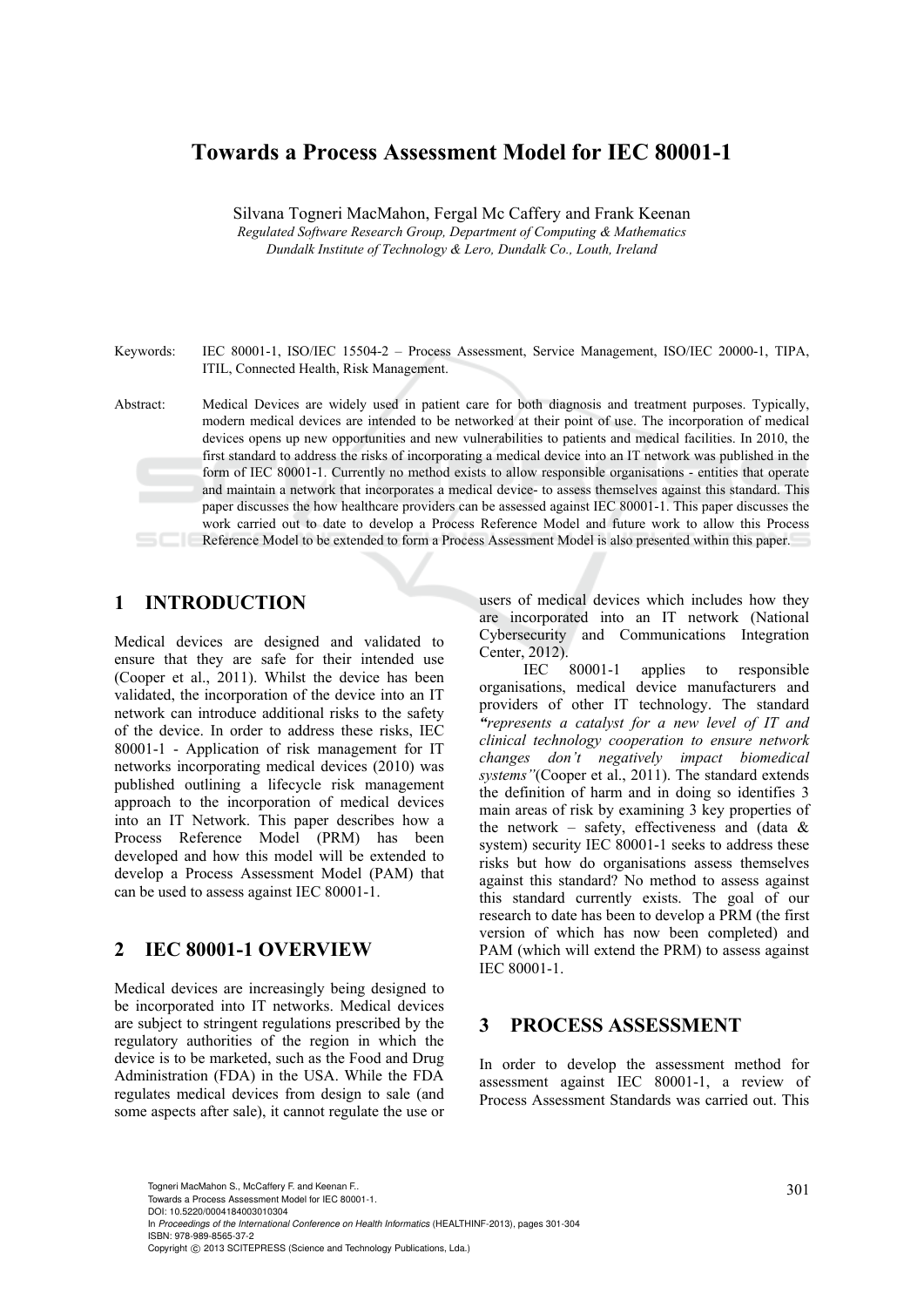# Towards a Process Assessment Model for IEC 80001-1

Silvana Togneri MacMahon, Fergal Mc Caffery and Frank Keenan

*Regulated Software Research Group, Department of Computing & Mathematics*
*Dundalk Institute of Technology & Lero, Dundalk Co., Louth, Ireland*

Keywords: IEC 80001-1, ISO/IEC 15504-2 – Process Assessment, Service Management, ISO/IEC 20000-1, TIPA, ITIL, Connected Health, Risk Management.

Abstract: Medical Devices are widely used in patient care for both diagnosis and treatment purposes. Typically, modern medical devices are intended to be networked at their point of use. The incorporation of medical devices opens up new opportunities and new vulnerabilities to patients and medical facilities. In 2010, the first standard to address the risks of incorporating a medical device into an IT network was published in the form of IEC 80001-1. Currently no method exists to allow responsible organisations - entities that operate and maintain a network that incorporates a medical device- to assess themselves against this standard. This paper discusses the how healthcare providers can be assessed against IEC 80001-1. This paper discusses the work carried out to date to develop a Process Reference Model and future work to allow this Process Reference Model to be extended to form a Process Assessment Model is also presented within this paper.

## 1 INTRODUCTION

Medical devices are designed and validated to ensure that they are safe for their intended use (Cooper et al., 2011). Whilst the device has been validated, the incorporation of the device into an IT network can introduce additional risks to the safety of the device. In order to address these risks, IEC 80001-1 - Application of risk management for IT networks incorporating medical devices (2010) was published outlining a lifecycle risk management approach to the incorporation of medical devices into an IT Network. This paper describes how a Process Reference Model (PRM) has been developed and how this model will be extended to develop a Process Assessment Model (PAM) that can be used to assess against IEC 80001-1.

## 2 IEC 80001-1 OVERVIEW

Medical devices are increasingly being designed to be incorporated into IT networks. Medical devices are subject to stringent regulations prescribed by the regulatory authorities of the region in which the device is to be marketed, such as the Food and Drug Administration (FDA) in the USA. While the FDA regulates medical devices from design to sale (and some aspects after sale), it cannot regulate the use or users of medical devices which includes how they are incorporated into an IT network (National Cybersecurity and Communications Integration Center, 2012).

IEC 80001-1 applies to responsible organisations, medical device manufacturers and providers of other IT technology. The standard ***"****represents a catalyst for a new level of IT and clinical technology cooperation to ensure network changes don't negatively impact biomedical systems"*(Cooper et al., 2011). The standard extends the definition of harm and in doing so identifies 3 main areas of risk by examining 3 key properties of the network – safety, effectiveness and (data & system) security IEC 80001-1 seeks to address these risks but how do organisations assess themselves against this standard? No method to assess against this standard currently exists. The goal of our research to date has been to develop a PRM (the first version of which has now been completed) and PAM (which will extend the PRM) to assess against IEC 80001-1.

## 3 PROCESS ASSESSMENT

In order to develop the assessment method for assessment against IEC 80001-1, a review of Process Assessment Standards was carried out. This

Togneri MacMahon S., McCaffery F. and Keenan F..
Towards a Process Assessment Model for IEC 80001-1.
DOI: 10.5220/0004184003010304
In *Proceedings of the International Conference on Health Informatics* (HEALTHINF-2013), pages 301-304
ISBN: 978-989-8565-37-2
Copyright © 2013 SCITEPRESS (Science and Technology Publications, Lda.)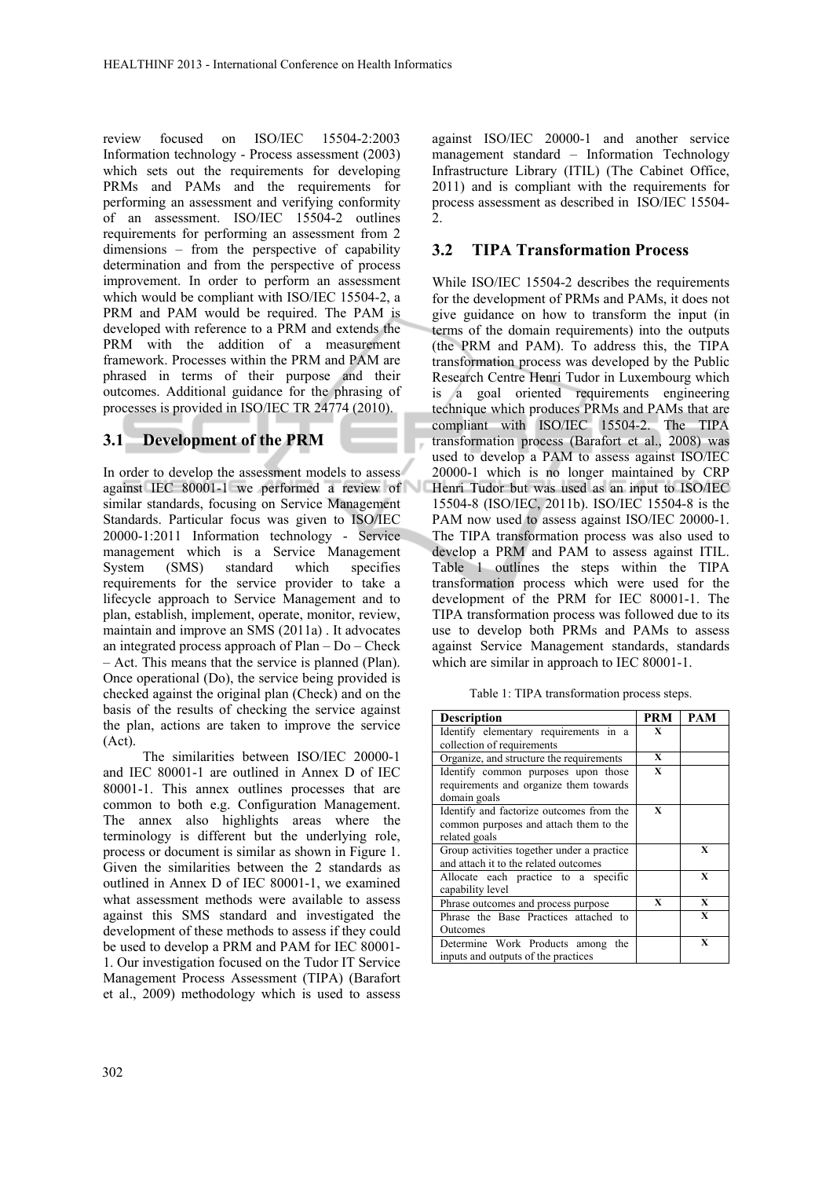review focused on ISO/IEC 15504-2:2003 Information technology - Process assessment (2003) which sets out the requirements for developing PRMs and PAMs and the requirements for performing an assessment and verifying conformity of an assessment. ISO/IEC 15504-2 outlines requirements for performing an assessment from 2 dimensions – from the perspective of capability determination and from the perspective of process improvement. In order to perform an assessment which would be compliant with ISO/IEC 15504-2, a PRM and PAM would be required. The PAM is developed with reference to a PRM and extends the PRM with the addition of a measurement framework. Processes within the PRM and PAM are phrased in terms of their purpose and their outcomes. Additional guidance for the phrasing of processes is provided in ISO/IEC TR 24774 (2010).

## 3.1 Development of the PRM

In order to develop the assessment models to assess against IEC 80001-1 we performed a review of similar standards, focusing on Service Management Standards. Particular focus was given to ISO/IEC 20000-1:2011 Information technology - Service management which is a Service Management System (SMS) standard which specifies requirements for the service provider to take a lifecycle approach to Service Management and to plan, establish, implement, operate, monitor, review, maintain and improve an SMS (2011a) . It advocates an integrated process approach of Plan – Do – Check – Act. This means that the service is planned (Plan). Once operational (Do), the service being provided is checked against the original plan (Check) and on the basis of the results of checking the service against the plan, actions are taken to improve the service (Act).

The similarities between ISO/IEC 20000-1 and IEC 80001-1 are outlined in Annex D of IEC 80001-1. This annex outlines processes that are common to both e.g. Configuration Management. The annex also highlights areas where the terminology is different but the underlying role, process or document is similar as shown in Figure 1. Given the similarities between the 2 standards as outlined in Annex D of IEC 80001-1, we examined what assessment methods were available to assess against this SMS standard and investigated the development of these methods to assess if they could be used to develop a PRM and PAM for IEC 80001-1. Our investigation focused on the Tudor IT Service Management Process Assessment (TIPA) (Barafort et al., 2009) methodology which is used to assess against ISO/IEC 20000-1 and another service management standard – Information Technology Infrastructure Library (ITIL) (The Cabinet Office, 2011) and is compliant with the requirements for process assessment as described in ISO/IEC 15504-2.

## 3.2 TIPA Transformation Process

While ISO/IEC 15504-2 describes the requirements for the development of PRMs and PAMs, it does not give guidance on how to transform the input (in terms of the domain requirements) into the outputs (the PRM and PAM). To address this, the TIPA transformation process was developed by the Public Research Centre Henri Tudor in Luxembourg which is a goal oriented requirements engineering technique which produces PRMs and PAMs that are compliant with ISO/IEC 15504-2. The TIPA transformation process (Barafort et al., 2008) was used to develop a PAM to assess against ISO/IEC 20000-1 which is no longer maintained by CRP Henri Tudor but was used as an input to ISO/IEC 15504-8 (ISO/IEC, 2011b). ISO/IEC 15504-8 is the PAM now used to assess against ISO/IEC 20000-1. The TIPA transformation process was also used to develop a PRM and PAM to assess against ITIL. Table 1 outlines the steps within the TIPA transformation process which were used for the development of the PRM for IEC 80001-1. The TIPA transformation process was followed due to its use to develop both PRMs and PAMs to assess against Service Management standards, standards which are similar in approach to IEC 80001-1.

Table 1: TIPA transformation process steps.

| Description | PRM | PAM |
|---|---|---|
| Identify elementary requirements in a collection of requirements | X | |
| Organize, and structure the requirements | X | |
| Identify common purposes upon those requirements and organize them towards domain goals | X | |
| Identify and factorize outcomes from the common purposes and attach them to the related goals | X | |
| Group activities together under a practice and attach it to the related outcomes | | X |
| Allocate each practice to a specific capability level | | X |
| Phrase outcomes and process purpose | X | X |
| Phrase the Base Practices attached to Outcomes | | X |
| Determine Work Products among the inputs and outputs of the practices | | X |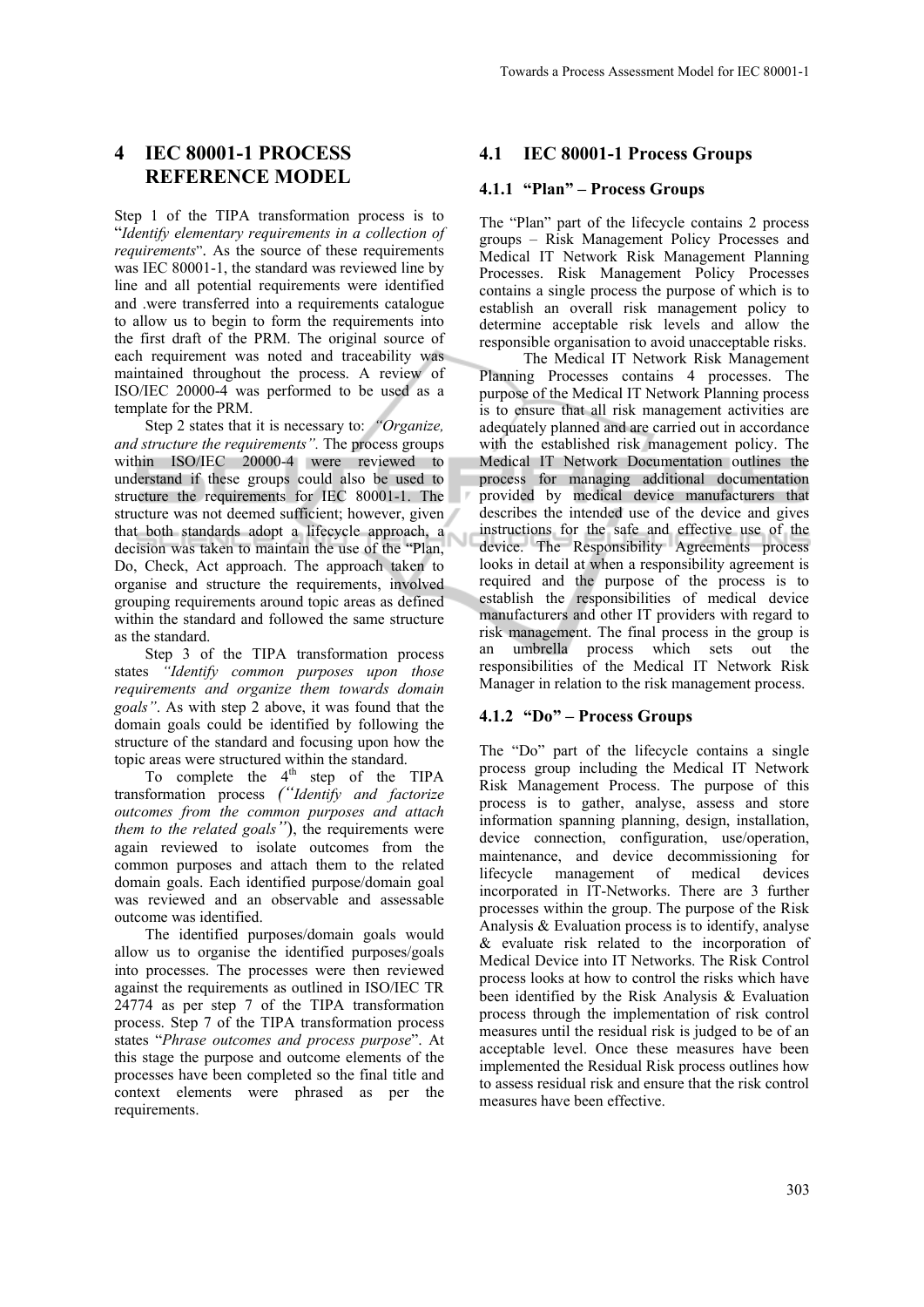# 4 IEC 80001-1 PROCESS REFERENCE MODEL

Step 1 of the TIPA transformation process is to "*Identify elementary requirements in a collection of requirements*". As the source of these requirements was IEC 80001-1, the standard was reviewed line by line and all potential requirements were identified and .were transferred into a requirements catalogue to allow us to begin to form the requirements into the first draft of the PRM. The original source of each requirement was noted and traceability was maintained throughout the process. A review of ISO/IEC 20000-4 was performed to be used as a template for the PRM.

Step 2 states that it is necessary to: *"Organize, and structure the requirements"*. The process groups within ISO/IEC 20000-4 were reviewed to understand if these groups could also be used to structure the requirements for IEC 80001-1. The structure was not deemed sufficient; however, given that both standards adopt a lifecycle approach, a decision was taken to maintain the use of the "Plan, Do, Check, Act approach. The approach taken to organise and structure the requirements, involved grouping requirements around topic areas as defined within the standard and followed the same structure as the standard.

Step 3 of the TIPA transformation process states *"Identify common purposes upon those requirements and organize them towards domain goals"*. As with step 2 above, it was found that the domain goals could be identified by following the structure of the standard and focusing upon how the topic areas were structured within the standard.

To complete the 4th step of the TIPA transformation process (*"Identify and factorize outcomes from the common purposes and attach them to the related goals"*), the requirements were again reviewed to isolate outcomes from the common purposes and attach them to the related domain goals. Each identified purpose/domain goal was reviewed and an observable and assessable outcome was identified.

The identified purposes/domain goals would allow us to organise the identified purposes/goals into processes. The processes were then reviewed against the requirements as outlined in ISO/IEC TR 24774 as per step 7 of the TIPA transformation process. Step 7 of the TIPA transformation process states "*Phrase outcomes and process purpose*". At this stage the purpose and outcome elements of the processes have been completed so the final title and context elements were phrased as per the requirements.

## 4.1 IEC 80001-1 Process Groups

### 4.1.1 "Plan" – Process Groups

The "Plan" part of the lifecycle contains 2 process groups – Risk Management Policy Processes and Medical IT Network Risk Management Planning Processes. Risk Management Policy Processes contains a single process the purpose of which is to establish an overall risk management policy to determine acceptable risk levels and allow the responsible organisation to avoid unacceptable risks.

The Medical IT Network Risk Management Planning Processes contains 4 processes. The purpose of the Medical IT Network Planning process is to ensure that all risk management activities are adequately planned and are carried out in accordance with the established risk management policy. The Medical IT Network Documentation outlines the process for managing additional documentation provided by medical device manufacturers that describes the intended use of the device and gives instructions for the safe and effective use of the device. The Responsibility Agreements process looks in detail at when a responsibility agreement is required and the purpose of the process is to establish the responsibilities of medical device manufacturers and other IT providers with regard to risk management. The final process in the group is an umbrella process which sets out the responsibilities of the Medical IT Network Risk Manager in relation to the risk management process.

### 4.1.2 "Do" – Process Groups

The "Do" part of the lifecycle contains a single process group including the Medical IT Network Risk Management Process. The purpose of this process is to gather, analyse, assess and store information spanning planning, design, installation, device connection, configuration, use/operation, maintenance, and device decommissioning for lifecycle management of medical devices incorporated in IT-Networks. There are 3 further processes within the group. The purpose of the Risk Analysis & Evaluation process is to identify, analyse & evaluate risk related to the incorporation of Medical Device into IT Networks. The Risk Control process looks at how to control the risks which have been identified by the Risk Analysis & Evaluation process through the implementation of risk control measures until the residual risk is judged to be of an acceptable level. Once these measures have been implemented the Residual Risk process outlines how to assess residual risk and ensure that the risk control measures have been effective.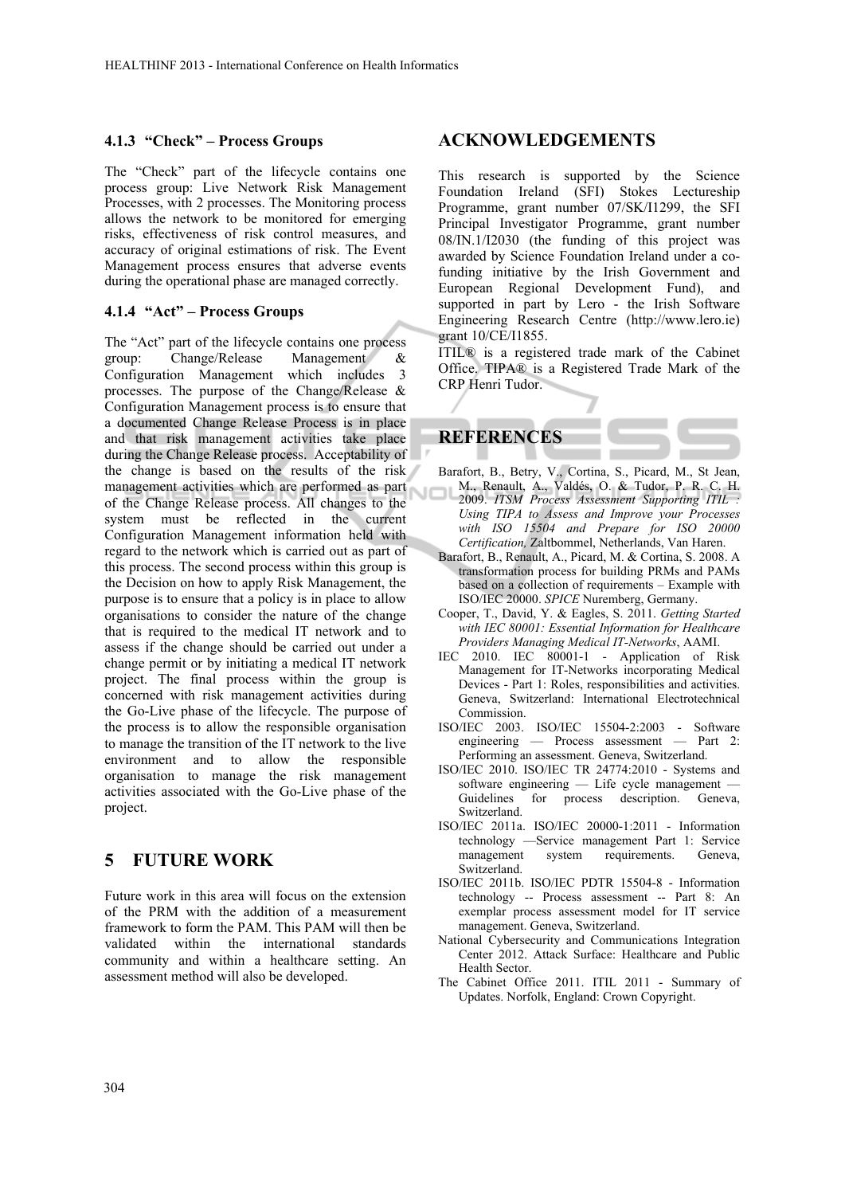#### 4.1.3 "Check" – Process Groups

The "Check" part of the lifecycle contains one process group: Live Network Risk Management Processes, with 2 processes. The Monitoring process allows the network to be monitored for emerging risks, effectiveness of risk control measures, and accuracy of original estimations of risk. The Event Management process ensures that adverse events during the operational phase are managed correctly.

#### 4.1.4 "Act" – Process Groups

The "Act" part of the lifecycle contains one process group: Change/Release Management & Configuration Management which includes 3 processes. The purpose of the Change/Release & Configuration Management process is to ensure that a documented Change Release Process is in place and that risk management activities take place during the Change Release process. Acceptability of the change is based on the results of the risk management activities which are performed as part of the Change Release process. All changes to the system must be reflected in the current Configuration Management information held with regard to the network which is carried out as part of this process. The second process within this group is the Decision on how to apply Risk Management, the purpose is to ensure that a policy is in place to allow organisations to consider the nature of the change that is required to the medical IT network and to assess if the change should be carried out under a change permit or by initiating a medical IT network project. The final process within the group is concerned with risk management activities during the Go-Live phase of the lifecycle. The purpose of the process is to allow the responsible organisation to manage the transition of the IT network to the live environment and to allow the responsible organisation to manage the risk management activities associated with the Go-Live phase of the project.

## 5 FUTURE WORK

Future work in this area will focus on the extension of the PRM with the addition of a measurement framework to form the PAM. This PAM will then be validated within the international standards community and within a healthcare setting. An assessment method will also be developed.

## ACKNOWLEDGEMENTS

This research is supported by the Science Foundation Ireland (SFI) Stokes Lectureship Programme, grant number 07/SK/I1299, the SFI Principal Investigator Programme, grant number 08/IN.1/I2030 (the funding of this project was awarded by Science Foundation Ireland under a co-funding initiative by the Irish Government and European Regional Development Fund), and supported in part by Lero - the Irish Software Engineering Research Centre (http://www.lero.ie) grant 10/CE/I1855.

ITIL® is a registered trade mark of the Cabinet Office. TIPA® is a Registered Trade Mark of the CRP Henri Tudor.

## REFERENCES

Barafort, B., Betry, V., Cortina, S., Picard, M., St Jean, M., Renault, A., Valdés, O. & Tudor, P. R. C. H. 2009. *ITSM Process Assessment Supporting ITIL : Using TIPA to Assess and Improve your Processes with ISO 15504 and Prepare for ISO 20000 Certification,* Zaltbommel, Netherlands, Van Haren.

Barafort, B., Renault, A., Picard, M. & Cortina, S. 2008. A transformation process for building PRMs and PAMs based on a collection of requirements – Example with ISO/IEC 20000. *SPICE* Nuremberg, Germany.

Cooper, T., David, Y. & Eagles, S. 2011. *Getting Started with IEC 80001: Essential Information for Healthcare Providers Managing Medical IT-Networks*, AAMI.

IEC 2010. IEC 80001-1 - Application of Risk Management for IT-Networks incorporating Medical Devices - Part 1: Roles, responsibilities and activities. Geneva, Switzerland: International Electrotechnical Commission.

ISO/IEC 2003. ISO/IEC 15504-2:2003 - Software engineering — Process assessment — Part 2: Performing an assessment. Geneva, Switzerland.

ISO/IEC 2010. ISO/IEC TR 24774:2010 - Systems and software engineering — Life cycle management — Guidelines for process description. Geneva, Switzerland.

ISO/IEC 2011a. ISO/IEC 20000-1:2011 - Information technology —Service management Part 1: Service management system requirements. Geneva, Switzerland.

ISO/IEC 2011b. ISO/IEC PDTR 15504-8 - Information technology -- Process assessment -- Part 8: An exemplar process assessment model for IT service management. Geneva, Switzerland.

National Cybersecurity and Communications Integration Center 2012. Attack Surface: Healthcare and Public Health Sector.

The Cabinet Office 2011. ITIL 2011 - Summary of Updates. Norfolk, England: Crown Copyright.